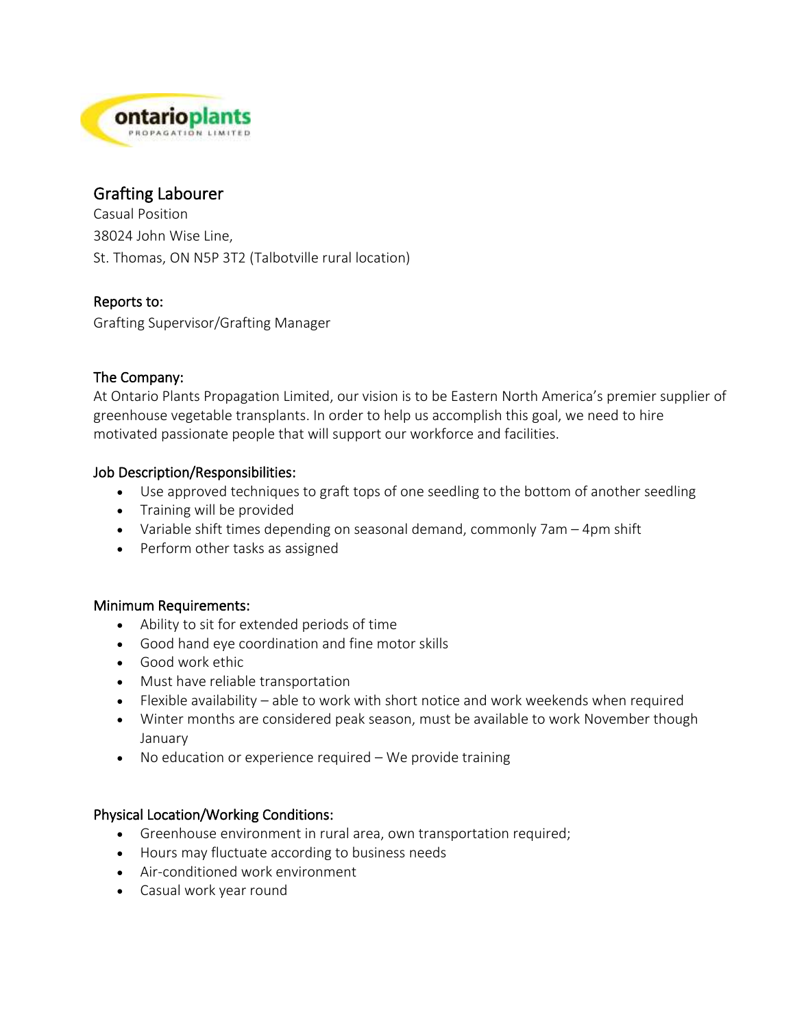# Grafting Labourer

Casual Position
38024 John Wise Line,
St. Thomas, ON N5P 3T2 (Talbotville rural location)

## Reports to:

Grafting Supervisor/Grafting Manager

## The Company:

At Ontario Plants Propagation Limited, our vision is to be Eastern North America's premier supplier of greenhouse vegetable transplants. In order to help us accomplish this goal, we need to hire motivated passionate people that will support our workforce and facilities.

## Job Description/Responsibilities:

- Use approved techniques to graft tops of one seedling to the bottom of another seedling
- Training will be provided
- Variable shift times depending on seasonal demand, commonly 7am – 4pm shift
- Perform other tasks as assigned

## Minimum Requirements:

- Ability to sit for extended periods of time
- Good hand eye coordination and fine motor skills
- Good work ethic
- Must have reliable transportation
- Flexible availability – able to work with short notice and work weekends when required
- Winter months are considered peak season, must be available to work November though January
- No education or experience required – We provide training

## Physical Location/Working Conditions:

- Greenhouse environment in rural area, own transportation required;
- Hours may fluctuate according to business needs
- Air-conditioned work environment
- Casual work year round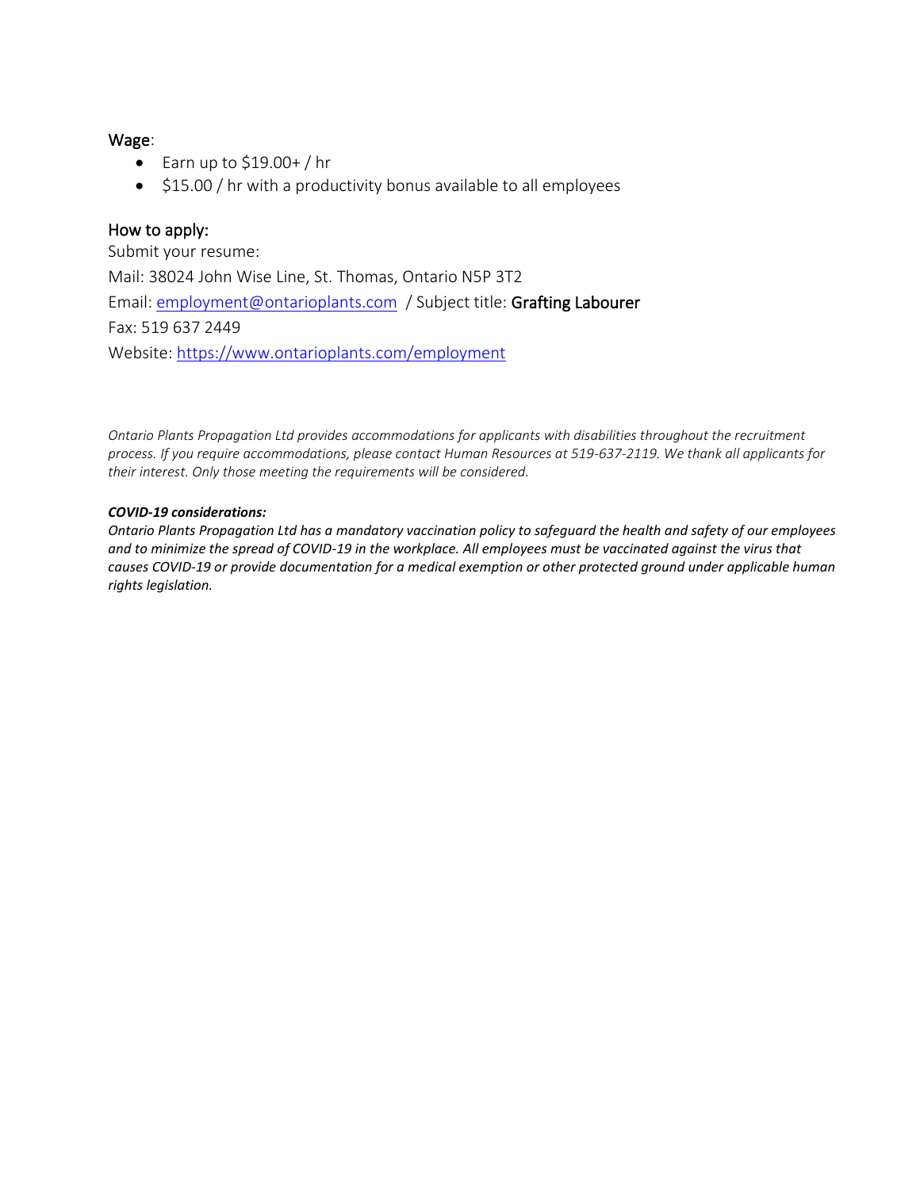## Wage:

- Earn up to $19.00+ / hr
- $15.00 / hr with a productivity bonus available to all employees

## How to apply:

Submit your resume:

Mail: 38024 John Wise Line, St. Thomas, Ontario N5P 3T2

Email: employment@ontarioplants.com / Subject title: **Grafting Labourer**

Fax: 519 637 2449

Website: https://www.ontarioplants.com/employment

*Ontario Plants Propagation Ltd provides accommodations for applicants with disabilities throughout the recruitment process. If you require accommodations, please contact Human Resources at 519-637-2119. We thank all applicants for their interest. Only those meeting the requirements will be considered.*

***COVID-19 considerations:***

***Ontario Plants Propagation Ltd has a mandatory vaccination policy to safeguard the health and safety of our employees and to minimize the spread of COVID-19 in the workplace. All employees must be vaccinated against the virus that causes COVID-19 or provide documentation for a medical exemption or other protected ground under applicable human rights legislation.***